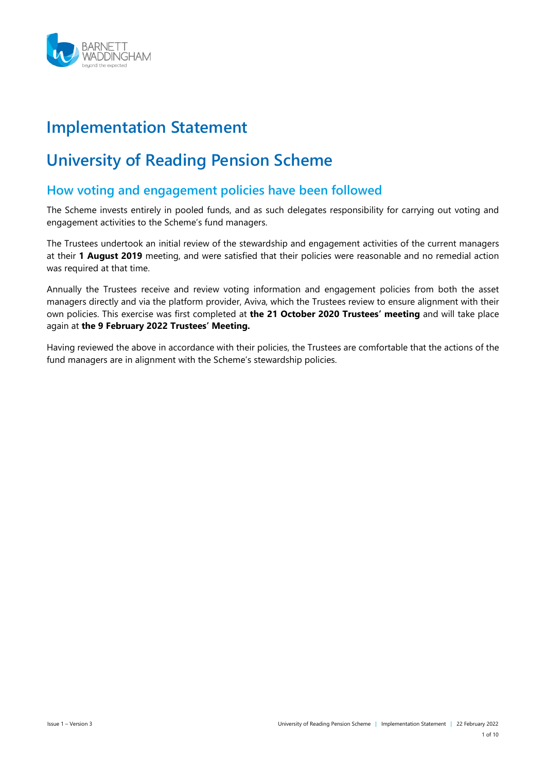# Implementation Statement

# University of Reading Pension Scheme

## How voting and engagement policies have been followed

The Scheme invests entirely in pooled funds, and as such delegates responsibility for carrying out voting and engagement activities to the Scheme's fund managers.

The Trustees undertook an initial review of the stewardship and engagement activities of the current managers at their **1 August 2019** meeting, and were satisfied that their policies were reasonable and no remedial action was required at that time.

Annually the Trustees receive and review voting information and engagement policies from both the asset managers directly and via the platform provider, Aviva, which the Trustees review to ensure alignment with their own policies. This exercise was first completed at **the 21 October 2020 Trustees' meeting** and will take place again at **the 9 February 2022 Trustees' Meeting.**

Having reviewed the above in accordance with their policies, the Trustees are comfortable that the actions of the fund managers are in alignment with the Scheme's stewardship policies.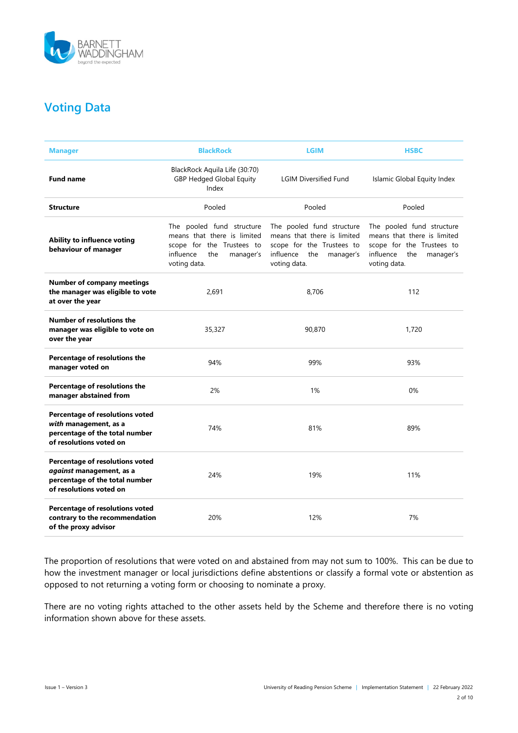## Voting Data

| Manager | BlackRock | LGIM | HSBC |
|---|---|---|---|
| **Fund name** | BlackRock Aquila Life (30:70) GBP Hedged Global Equity Index | LGIM Diversified Fund | Islamic Global Equity Index |
| **Structure** | Pooled | Pooled | Pooled |
| **Ability to influence voting behaviour of manager** | The pooled fund structure means that there is limited scope for the Trustees to influence the manager's voting data. | The pooled fund structure means that there is limited scope for the Trustees to influence the manager's voting data. | The pooled fund structure means that there is limited scope for the Trustees to influence the manager's voting data. |
| **Number of company meetings the manager was eligible to vote at over the year** | 2,691 | 8,706 | 112 |
| **Number of resolutions the manager was eligible to vote on over the year** | 35,327 | 90,870 | 1,720 |
| **Percentage of resolutions the manager voted on** | 94% | 99% | 93% |
| **Percentage of resolutions the manager abstained from** | 2% | 1% | 0% |
| **Percentage of resolutions voted *with* management, as a percentage of the total number of resolutions voted on** | 74% | 81% | 89% |
| **Percentage of resolutions voted *against* management, as a percentage of the total number of resolutions voted on** | 24% | 19% | 11% |
| **Percentage of resolutions voted contrary to the recommendation of the proxy advisor** | 20% | 12% | 7% |

The proportion of resolutions that were voted on and abstained from may not sum to 100%. This can be due to how the investment manager or local jurisdictions define abstentions or classify a formal vote or abstention as opposed to not returning a voting form or choosing to nominate a proxy.

There are no voting rights attached to the other assets held by the Scheme and therefore there is no voting information shown above for these assets.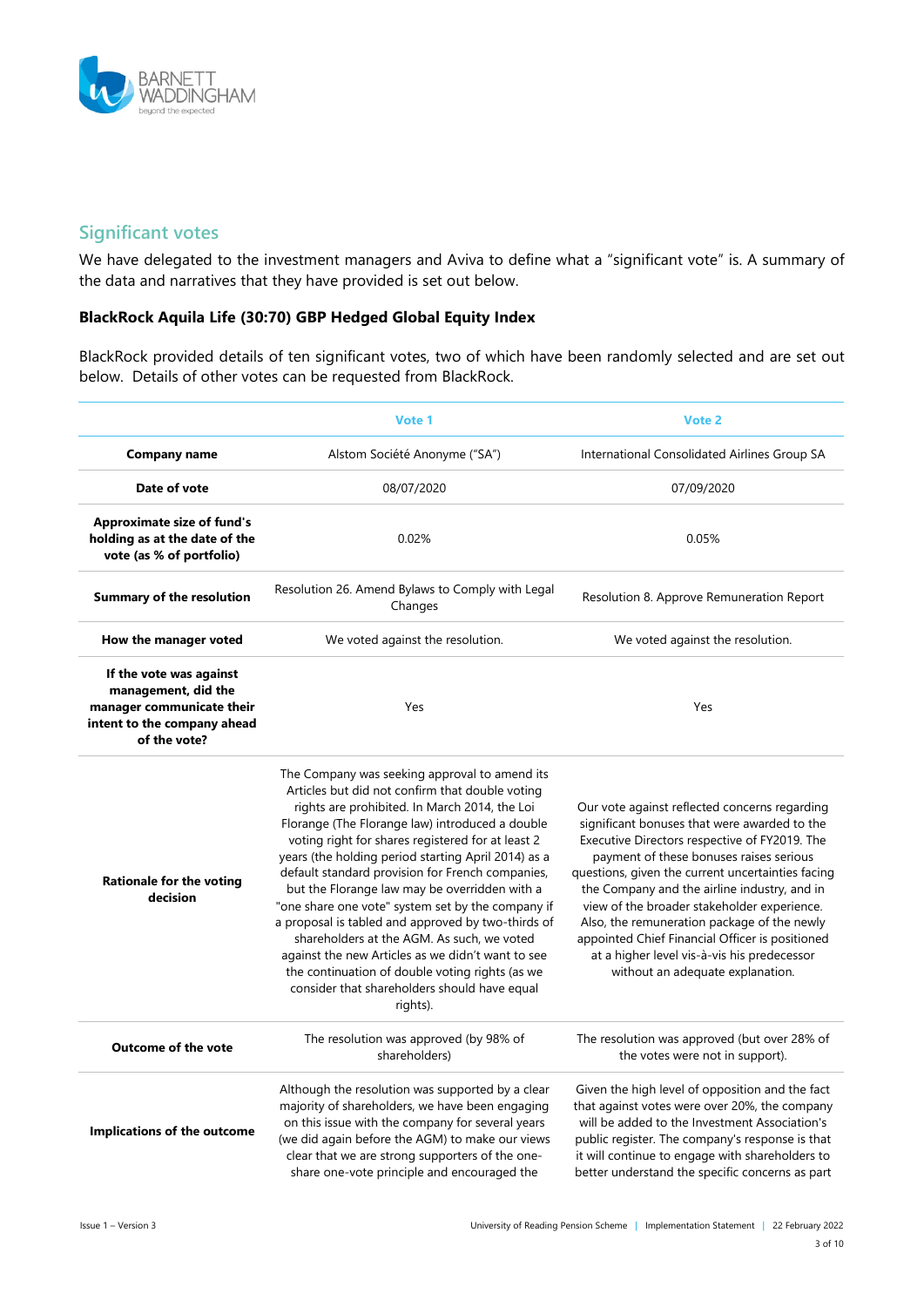## Significant votes

We have delegated to the investment managers and Aviva to define what a "significant vote" is. A summary of the data and narratives that they have provided is set out below.

### BlackRock Aquila Life (30:70) GBP Hedged Global Equity Index

BlackRock provided details of ten significant votes, two of which have been randomly selected and are set out below. Details of other votes can be requested from BlackRock.

| | Vote 1 | Vote 2 |
|---|---|---|
| **Company name** | Alstom Société Anonyme ("SA") | International Consolidated Airlines Group SA |
| **Date of vote** | 08/07/2020 | 07/09/2020 |
| **Approximate size of fund's holding as at the date of the vote (as % of portfolio)** | 0.02% | 0.05% |
| **Summary of the resolution** | Resolution 26. Amend Bylaws to Comply with Legal Changes | Resolution 8. Approve Remuneration Report |
| **How the manager voted** | We voted against the resolution. | We voted against the resolution. |
| **If the vote was against management, did the manager communicate their intent to the company ahead of the vote?** | Yes | Yes |
| **Rationale for the voting decision** | The Company was seeking approval to amend its Articles but did not confirm that double voting rights are prohibited. In March 2014, the Loi Florange (The Florange law) introduced a double voting right for shares registered for at least 2 years (the holding period starting April 2014) as a default standard provision for French companies, but the Florange law may be overridden with a "one share one vote" system set by the company if a proposal is tabled and approved by two-thirds of shareholders at the AGM. As such, we voted against the new Articles as we didn't want to see the continuation of double voting rights (as we consider that shareholders should have equal rights). | Our vote against reflected concerns regarding significant bonuses that were awarded to the Executive Directors respective of FY2019. The payment of these bonuses raises serious questions, given the current uncertainties facing the Company and the airline industry, and in view of the broader stakeholder experience. Also, the remuneration package of the newly appointed Chief Financial Officer is positioned at a higher level vis-à-vis his predecessor without an adequate explanation. |
| **Outcome of the vote** | The resolution was approved (by 98% of shareholders) | The resolution was approved (but over 28% of the votes were not in support). |
| **Implications of the outcome** | Although the resolution was supported by a clear majority of shareholders, we have been engaging on this issue with the company for several years (we did again before the AGM) to make our views clear that we are strong supporters of the one-share one-vote principle and encouraged the | Given the high level of opposition and the fact that against votes were over 20%, the company will be added to the Investment Association's public register. The company's response is that it will continue to engage with shareholders to better understand the specific concerns as part |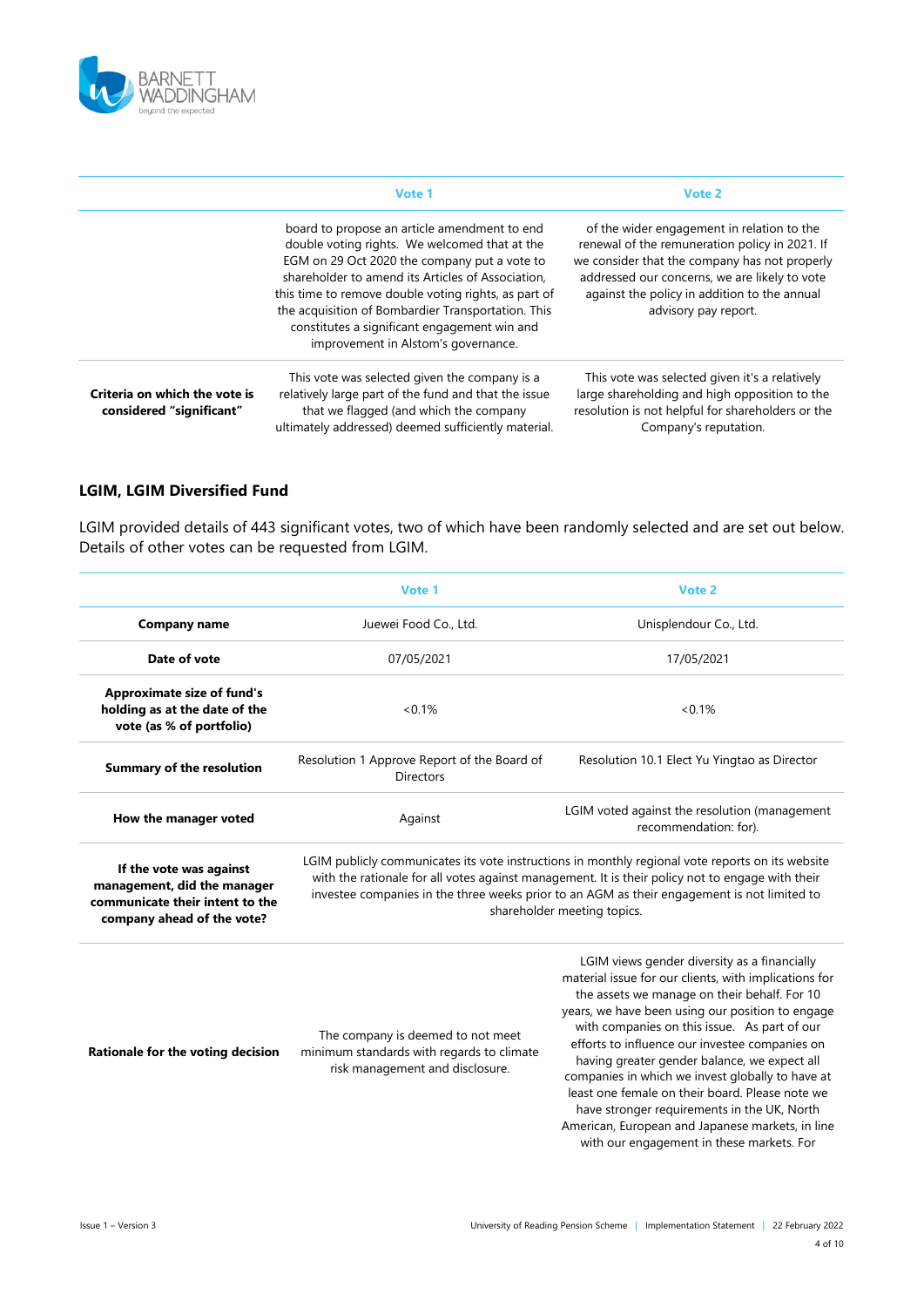| | Vote 1 | Vote 2 |
|---|---|---|
| | board to propose an article amendment to end double voting rights. We welcomed that at the EGM on 29 Oct 2020 the company put a vote to shareholder to amend its Articles of Association, this time to remove double voting rights, as part of the acquisition of Bombardier Transportation. This constitutes a significant engagement win and improvement in Alstom's governance. | of the wider engagement in relation to the renewal of the remuneration policy in 2021. If we consider that the company has not properly addressed our concerns, we are likely to vote against the policy in addition to the annual advisory pay report. |
| **Criteria on which the vote is considered "significant"** | This vote was selected given the company is a relatively large part of the fund and that the issue that we flagged (and which the company ultimately addressed) deemed sufficiently material. | This vote was selected given it's a relatively large shareholding and high opposition to the resolution is not helpful for shareholders or the Company's reputation. |

### LGIM, LGIM Diversified Fund

LGIM provided details of 443 significant votes, two of which have been randomly selected and are set out below. Details of other votes can be requested from LGIM.

| | Vote 1 | Vote 2 |
|---|---|---|
| **Company name** | Juewei Food Co., Ltd. | Unisplendour Co., Ltd. |
| **Date of vote** | 07/05/2021 | 17/05/2021 |
| **Approximate size of fund's holding as at the date of the vote (as % of portfolio)** | <0.1% | <0.1% |
| **Summary of the resolution** | Resolution 1 Approve Report of the Board of Directors | Resolution 10.1 Elect Yu Yingtao as Director |
| **How the manager voted** | Against | LGIM voted against the resolution (management recommendation: for). |
| **If the vote was against management, did the manager communicate their intent to the company ahead of the vote?** | LGIM publicly communicates its vote instructions in monthly regional vote reports on its website with the rationale for all votes against management. It is their policy not to engage with their investee companies in the three weeks prior to an AGM as their engagement is not limited to shareholder meeting topics. | |
| **Rationale for the voting decision** | The company is deemed to not meet minimum standards with regards to climate risk management and disclosure. | LGIM views gender diversity as a financially material issue for our clients, with implications for the assets we manage on their behalf. For 10 years, we have been using our position to engage with companies on this issue. As part of our efforts to influence our investee companies on having greater gender balance, we expect all companies in which we invest globally to have at least one female on their board. Please note we have stronger requirements in the UK, North American, European and Japanese markets, in line with our engagement in these markets. For |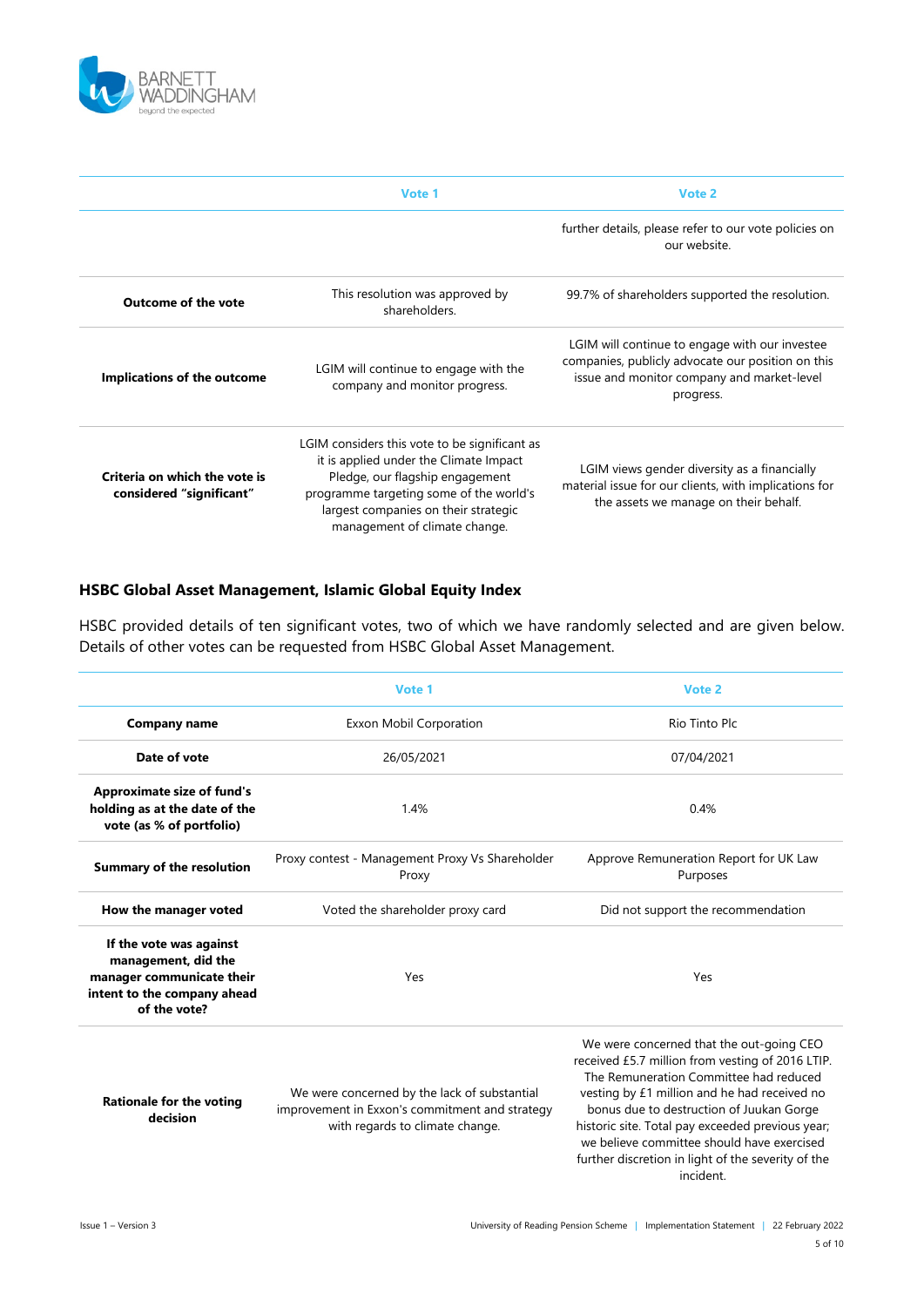| | Vote 1 | Vote 2 |
|---|---|---|
| | | further details, please refer to our vote policies on our website. |
| **Outcome of the vote** | This resolution was approved by shareholders. | 99.7% of shareholders supported the resolution. |
| **Implications of the outcome** | LGIM will continue to engage with the company and monitor progress. | LGIM will continue to engage with our investee companies, publicly advocate our position on this issue and monitor company and market-level progress. |
| **Criteria on which the vote is considered "significant"** | LGIM considers this vote to be significant as it is applied under the Climate Impact Pledge, our flagship engagement programme targeting some of the world's largest companies on their strategic management of climate change. | LGIM views gender diversity as a financially material issue for our clients, with implications for the assets we manage on their behalf. |

### HSBC Global Asset Management, Islamic Global Equity Index

HSBC provided details of ten significant votes, two of which we have randomly selected and are given below. Details of other votes can be requested from HSBC Global Asset Management.

| | Vote 1 | Vote 2 |
|---|---|---|
| **Company name** | Exxon Mobil Corporation | Rio Tinto Plc |
| **Date of vote** | 26/05/2021 | 07/04/2021 |
| **Approximate size of fund's holding as at the date of the vote (as % of portfolio)** | 1.4% | 0.4% |
| **Summary of the resolution** | Proxy contest - Management Proxy Vs Shareholder Proxy | Approve Remuneration Report for UK Law Purposes |
| **How the manager voted** | Voted the shareholder proxy card | Did not support the recommendation |
| **If the vote was against management, did the manager communicate their intent to the company ahead of the vote?** | Yes | Yes |
| **Rationale for the voting decision** | We were concerned by the lack of substantial improvement in Exxon's commitment and strategy with regards to climate change. | We were concerned that the out-going CEO received £5.7 million from vesting of 2016 LTIP. The Remuneration Committee had reduced vesting by £1 million and he had received no bonus due to destruction of Juukan Gorge historic site. Total pay exceeded previous year; we believe committee should have exercised further discretion in light of the severity of the incident. |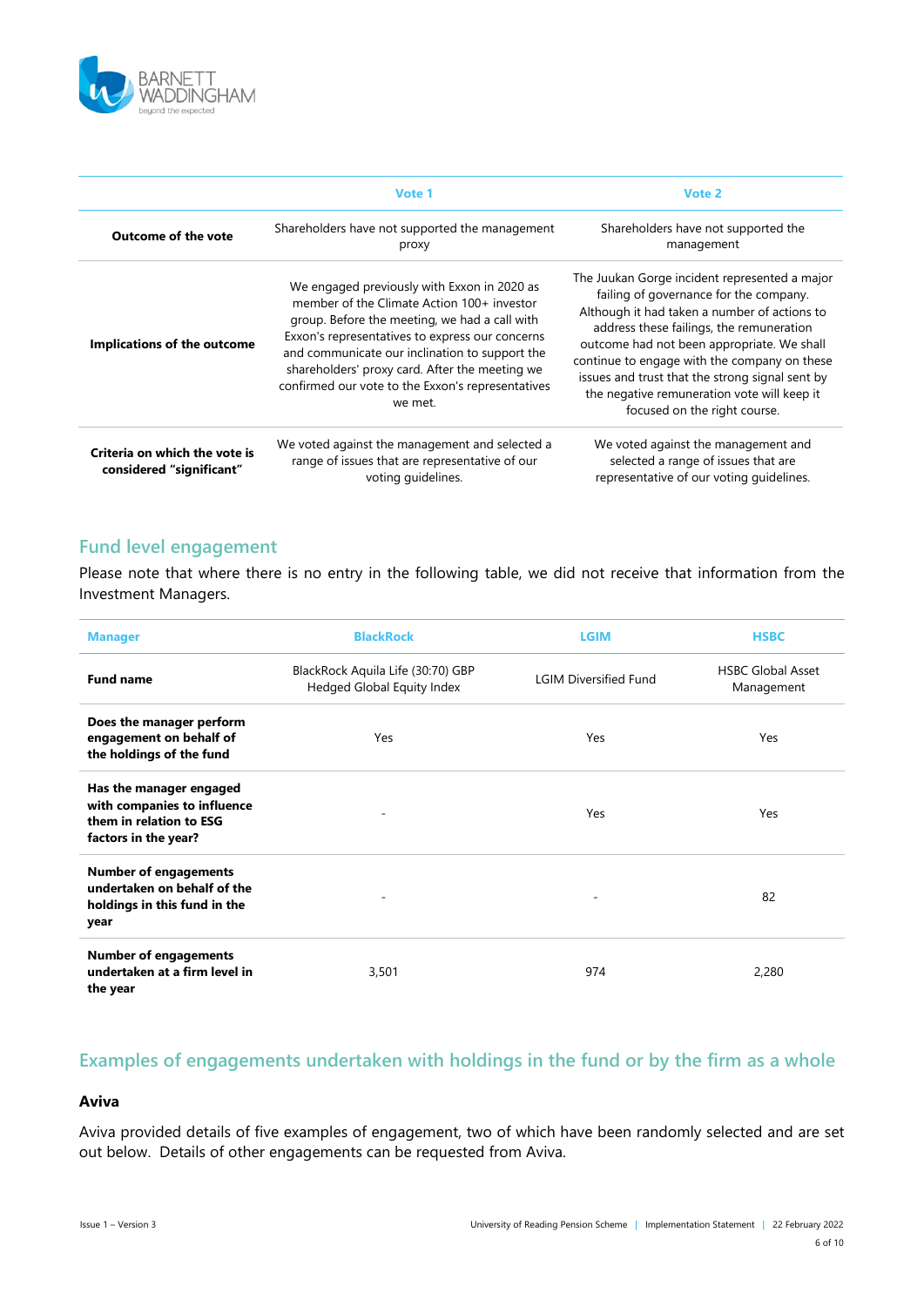| | Vote 1 | Vote 2 |
|---|---|---|
| **Outcome of the vote** | Shareholders have not supported the management proxy | Shareholders have not supported the management |
| **Implications of the outcome** | We engaged previously with Exxon in 2020 as member of the Climate Action 100+ investor group. Before the meeting, we had a call with Exxon's representatives to express our concerns and communicate our inclination to support the shareholders' proxy card. After the meeting we confirmed our vote to the Exxon's representatives we met. | The Juukan Gorge incident represented a major failing of governance for the company. Although it had taken a number of actions to address these failings, the remuneration outcome had not been appropriate. We shall continue to engage with the company on these issues and trust that the strong signal sent by the negative remuneration vote will keep it focused on the right course. |
| **Criteria on which the vote is considered "significant"** | We voted against the management and selected a range of issues that are representative of our voting guidelines. | We voted against the management and selected a range of issues that are representative of our voting guidelines. |

## Fund level engagement

Please note that where there is no entry in the following table, we did not receive that information from the Investment Managers.

| Manager | BlackRock | LGIM | HSBC |
|---|---|---|---|
| **Fund name** | BlackRock Aquila Life (30:70) GBP Hedged Global Equity Index | LGIM Diversified Fund | HSBC Global Asset Management |
| **Does the manager perform engagement on behalf of the holdings of the fund** | Yes | Yes | Yes |
| **Has the manager engaged with companies to influence them in relation to ESG factors in the year?** | - | Yes | Yes |
| **Number of engagements undertaken on behalf of the holdings in this fund in the year** | - | - | 82 |
| **Number of engagements undertaken at a firm level in the year** | 3,501 | 974 | 2,280 |

## Examples of engagements undertaken with holdings in the fund or by the firm as a whole

### Aviva

Aviva provided details of five examples of engagement, two of which have been randomly selected and are set out below. Details of other engagements can be requested from Aviva.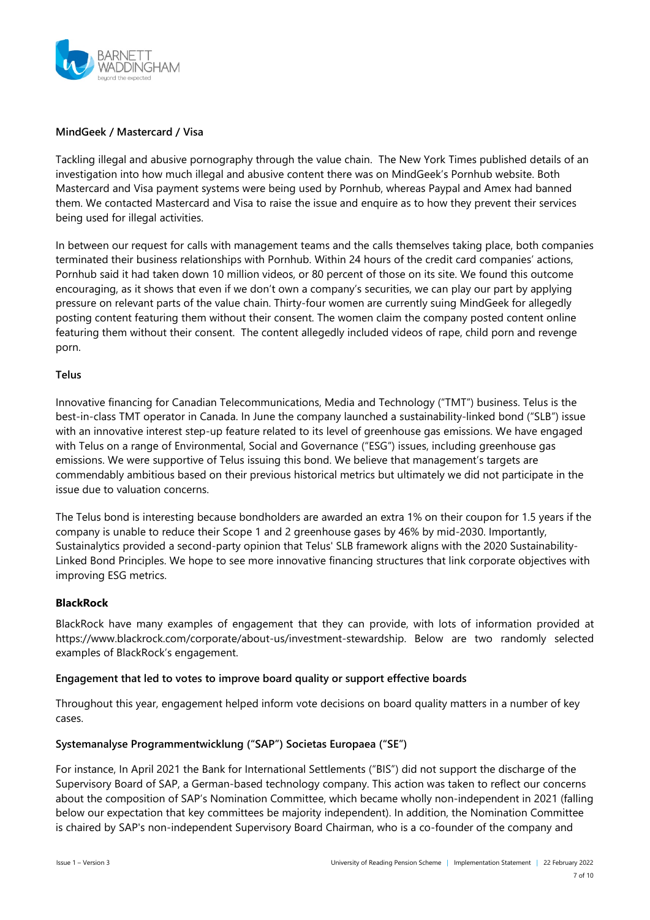**MindGeek / Mastercard / Visa**

Tackling illegal and abusive pornography through the value chain. The New York Times published details of an investigation into how much illegal and abusive content there was on MindGeek's Pornhub website. Both Mastercard and Visa payment systems were being used by Pornhub, whereas Paypal and Amex had banned them. We contacted Mastercard and Visa to raise the issue and enquire as to how they prevent their services being used for illegal activities.

In between our request for calls with management teams and the calls themselves taking place, both companies terminated their business relationships with Pornhub. Within 24 hours of the credit card companies' actions, Pornhub said it had taken down 10 million videos, or 80 percent of those on its site. We found this outcome encouraging, as it shows that even if we don't own a company's securities, we can play our part by applying pressure on relevant parts of the value chain. Thirty-four women are currently suing MindGeek for allegedly posting content featuring them without their consent. The women claim the company posted content online featuring them without their consent. The content allegedly included videos of rape, child porn and revenge porn.

**Telus**

Innovative financing for Canadian Telecommunications, Media and Technology ("TMT") business. Telus is the best-in-class TMT operator in Canada. In June the company launched a sustainability-linked bond ("SLB") issue with an innovative interest step-up feature related to its level of greenhouse gas emissions. We have engaged with Telus on a range of Environmental, Social and Governance ("ESG") issues, including greenhouse gas emissions. We were supportive of Telus issuing this bond. We believe that management's targets are commendably ambitious based on their previous historical metrics but ultimately we did not participate in the issue due to valuation concerns.

The Telus bond is interesting because bondholders are awarded an extra 1% on their coupon for 1.5 years if the company is unable to reduce their Scope 1 and 2 greenhouse gases by 46% by mid-2030. Importantly, Sustainalytics provided a second-party opinion that Telus' SLB framework aligns with the 2020 Sustainability-Linked Bond Principles. We hope to see more innovative financing structures that link corporate objectives with improving ESG metrics.

**BlackRock**

BlackRock have many examples of engagement that they can provide, with lots of information provided at https://www.blackrock.com/corporate/about-us/investment-stewardship. Below are two randomly selected examples of BlackRock's engagement.

**Engagement that led to votes to improve board quality or support effective boards**

Throughout this year, engagement helped inform vote decisions on board quality matters in a number of key cases.

**Systemanalyse Programmentwicklung ("SAP") Societas Europaea ("SE")**

For instance, In April 2021 the Bank for International Settlements ("BIS") did not support the discharge of the Supervisory Board of SAP, a German-based technology company. This action was taken to reflect our concerns about the composition of SAP's Nomination Committee, which became wholly non-independent in 2021 (falling below our expectation that key committees be majority independent). In addition, the Nomination Committee is chaired by SAP's non-independent Supervisory Board Chairman, who is a co-founder of the company and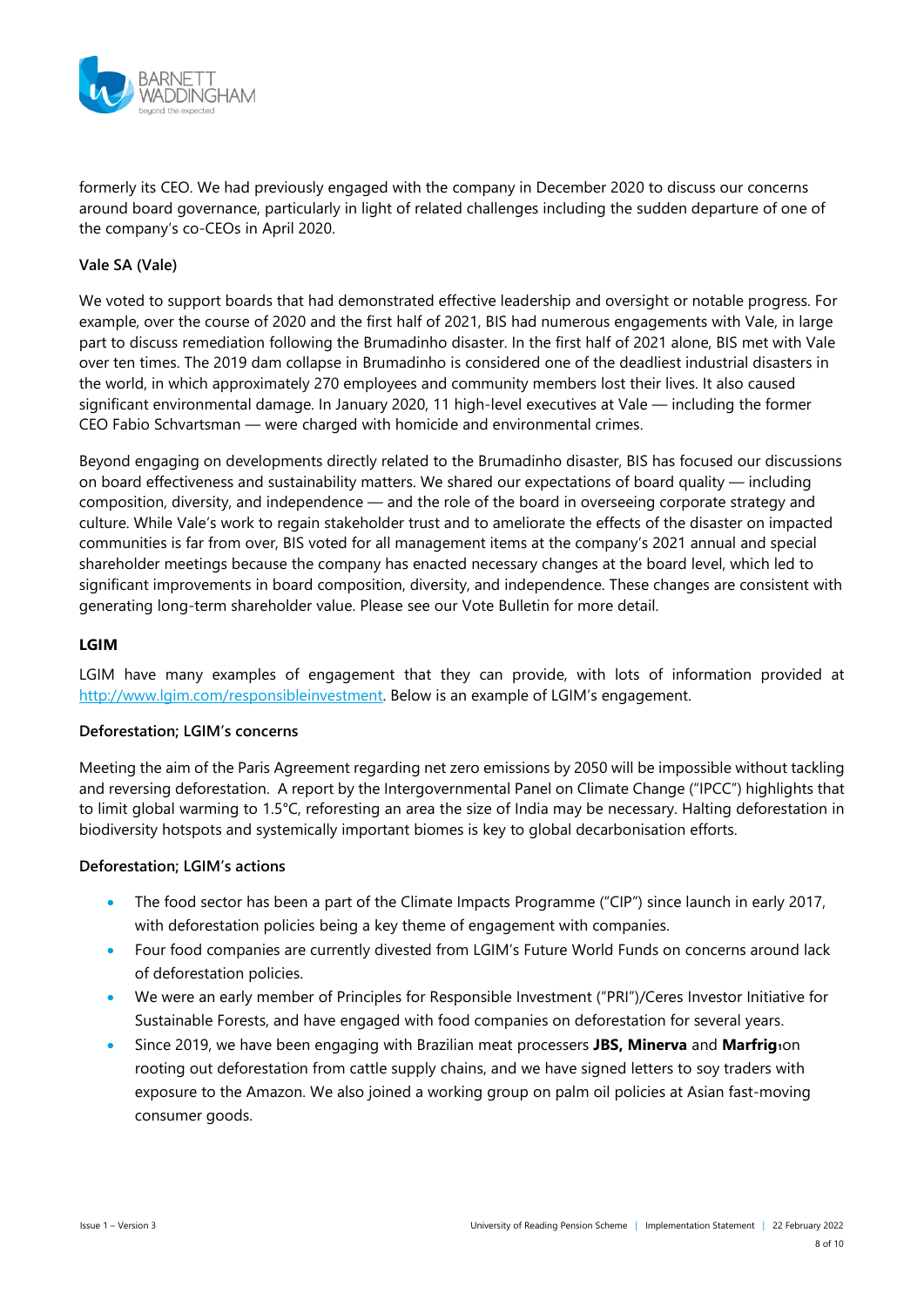formerly its CEO. We had previously engaged with the company in December 2020 to discuss our concerns around board governance, particularly in light of related challenges including the sudden departure of one of the company's co-CEOs in April 2020.

**Vale SA (Vale)**

We voted to support boards that had demonstrated effective leadership and oversight or notable progress. For example, over the course of 2020 and the first half of 2021, BIS had numerous engagements with Vale, in large part to discuss remediation following the Brumadinho disaster. In the first half of 2021 alone, BIS met with Vale over ten times. The 2019 dam collapse in Brumadinho is considered one of the deadliest industrial disasters in the world, in which approximately 270 employees and community members lost their lives. It also caused significant environmental damage. In January 2020, 11 high-level executives at Vale — including the former CEO Fabio Schvartsman — were charged with homicide and environmental crimes.

Beyond engaging on developments directly related to the Brumadinho disaster, BIS has focused our discussions on board effectiveness and sustainability matters. We shared our expectations of board quality — including composition, diversity, and independence — and the role of the board in overseeing corporate strategy and culture. While Vale's work to regain stakeholder trust and to ameliorate the effects of the disaster on impacted communities is far from over, BIS voted for all management items at the company's 2021 annual and special shareholder meetings because the company has enacted necessary changes at the board level, which led to significant improvements in board composition, diversity, and independence. These changes are consistent with generating long-term shareholder value. Please see our Vote Bulletin for more detail.

## LGIM

LGIM have many examples of engagement that they can provide, with lots of information provided at http://www.lgim.com/responsibleinvestment. Below is an example of LGIM's engagement.

**Deforestation; LGIM's concerns**

Meeting the aim of the Paris Agreement regarding net zero emissions by 2050 will be impossible without tackling and reversing deforestation. A report by the Intergovernmental Panel on Climate Change ("IPCC") highlights that to limit global warming to 1.5°C, reforesting an area the size of India may be necessary. Halting deforestation in biodiversity hotspots and systemically important biomes is key to global decarbonisation efforts.

**Deforestation; LGIM's actions**

- The food sector has been a part of the Climate Impacts Programme ("CIP") since launch in early 2017, with deforestation policies being a key theme of engagement with companies.
- Four food companies are currently divested from LGIM's Future World Funds on concerns around lack of deforestation policies.
- We were an early member of Principles for Responsible Investment ("PRI")/Ceres Investor Initiative for Sustainable Forests, and have engaged with food companies on deforestation for several years.
- Since 2019, we have been engaging with Brazilian meat processers **JBS, Minerva** and **Marfrig**, on rooting out deforestation from cattle supply chains, and we have signed letters to soy traders with exposure to the Amazon. We also joined a working group on palm oil policies at Asian fast-moving consumer goods.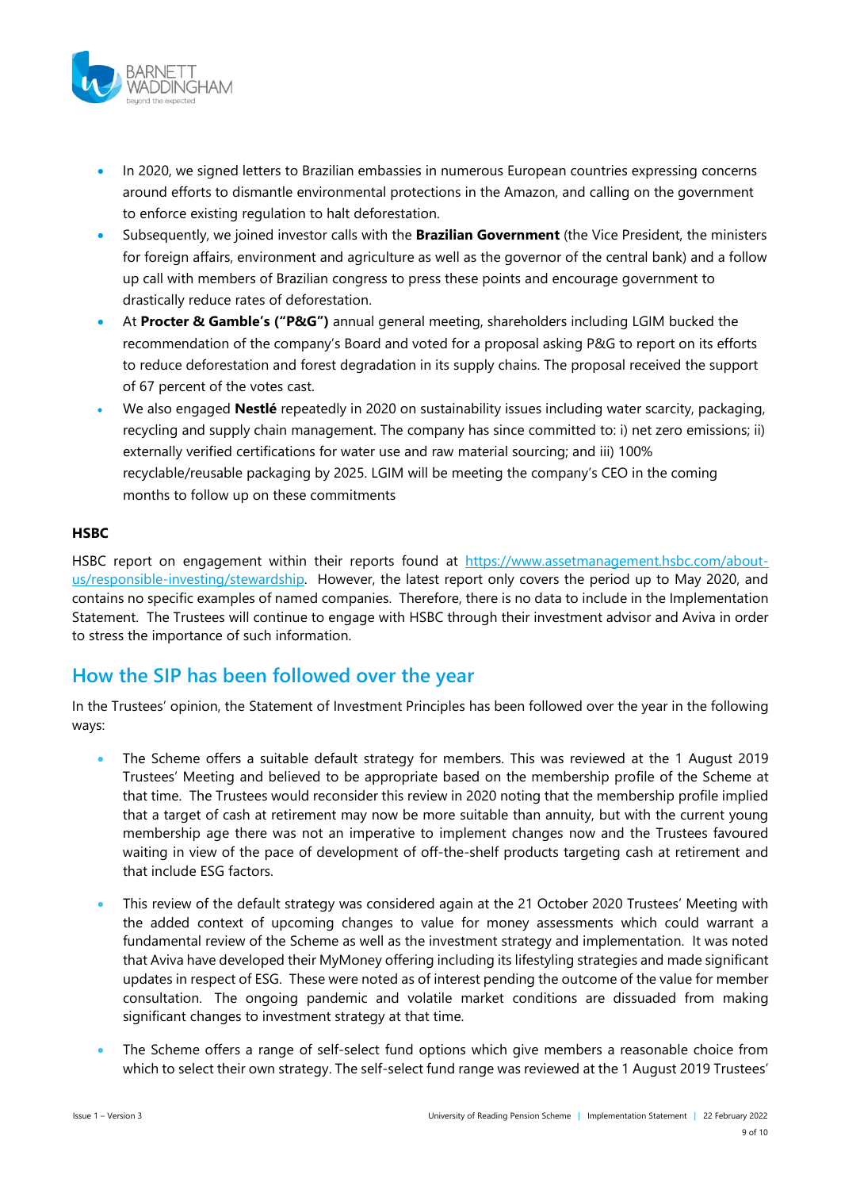- In 2020, we signed letters to Brazilian embassies in numerous European countries expressing concerns around efforts to dismantle environmental protections in the Amazon, and calling on the government to enforce existing regulation to halt deforestation.
- Subsequently, we joined investor calls with the **Brazilian Government** (the Vice President, the ministers for foreign affairs, environment and agriculture as well as the governor of the central bank) and a follow up call with members of Brazilian congress to press these points and encourage government to drastically reduce rates of deforestation.
- At **Procter & Gamble's ("P&G")** annual general meeting, shareholders including LGIM bucked the recommendation of the company's Board and voted for a proposal asking P&G to report on its efforts to reduce deforestation and forest degradation in its supply chains. The proposal received the support of 67 percent of the votes cast.
- We also engaged **Nestlé** repeatedly in 2020 on sustainability issues including water scarcity, packaging, recycling and supply chain management. The company has since committed to: i) net zero emissions; ii) externally verified certifications for water use and raw material sourcing; and iii) 100% recyclable/reusable packaging by 2025. LGIM will be meeting the company's CEO in the coming months to follow up on these commitments

**HSBC**

HSBC report on engagement within their reports found at https://www.assetmanagement.hsbc.com/about-us/responsible-investing/stewardship. However, the latest report only covers the period up to May 2020, and contains no specific examples of named companies. Therefore, there is no data to include in the Implementation Statement. The Trustees will continue to engage with HSBC through their investment advisor and Aviva in order to stress the importance of such information.

## How the SIP has been followed over the year

In the Trustees' opinion, the Statement of Investment Principles has been followed over the year in the following ways:

- The Scheme offers a suitable default strategy for members. This was reviewed at the 1 August 2019 Trustees' Meeting and believed to be appropriate based on the membership profile of the Scheme at that time. The Trustees would reconsider this review in 2020 noting that the membership profile implied that a target of cash at retirement may now be more suitable than annuity, but with the current young membership age there was not an imperative to implement changes now and the Trustees favoured waiting in view of the pace of development of off-the-shelf products targeting cash at retirement and that include ESG factors.

- This review of the default strategy was considered again at the 21 October 2020 Trustees' Meeting with the added context of upcoming changes to value for money assessments which could warrant a fundamental review of the Scheme as well as the investment strategy and implementation. It was noted that Aviva have developed their MyMoney offering including its lifestyling strategies and made significant updates in respect of ESG. These were noted as of interest pending the outcome of the value for member consultation. The ongoing pandemic and volatile market conditions are dissuaded from making significant changes to investment strategy at that time.

- The Scheme offers a range of self-select fund options which give members a reasonable choice from which to select their own strategy. The self-select fund range was reviewed at the 1 August 2019 Trustees'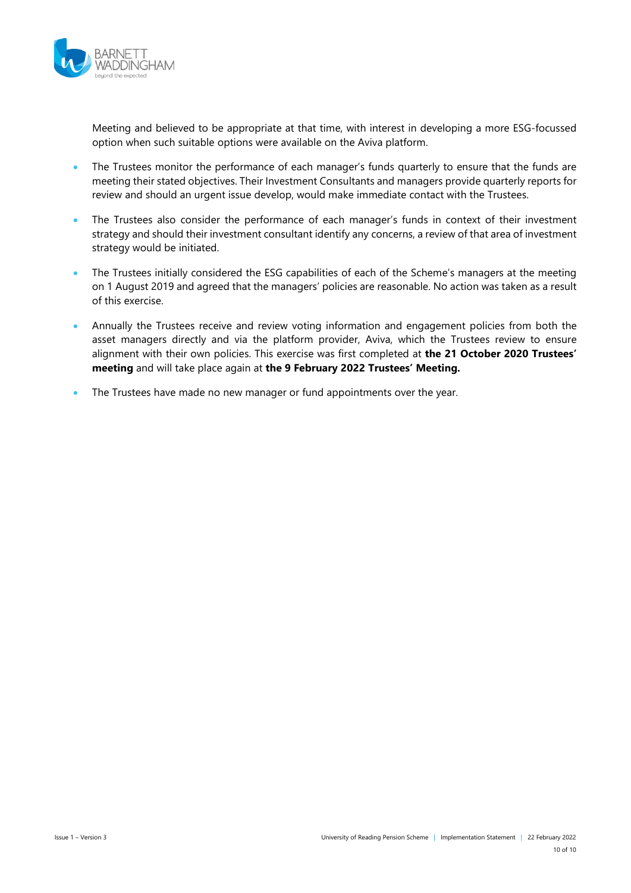Meeting and believed to be appropriate at that time, with interest in developing a more ESG-focussed option when such suitable options were available on the Aviva platform.

- The Trustees monitor the performance of each manager's funds quarterly to ensure that the funds are meeting their stated objectives. Their Investment Consultants and managers provide quarterly reports for review and should an urgent issue develop, would make immediate contact with the Trustees.
- The Trustees also consider the performance of each manager's funds in context of their investment strategy and should their investment consultant identify any concerns, a review of that area of investment strategy would be initiated.
- The Trustees initially considered the ESG capabilities of each of the Scheme's managers at the meeting on 1 August 2019 and agreed that the managers' policies are reasonable. No action was taken as a result of this exercise.
- Annually the Trustees receive and review voting information and engagement policies from both the asset managers directly and via the platform provider, Aviva, which the Trustees review to ensure alignment with their own policies. This exercise was first completed at **the 21 October 2020 Trustees' meeting** and will take place again at **the 9 February 2022 Trustees' Meeting.**
- The Trustees have made no new manager or fund appointments over the year.